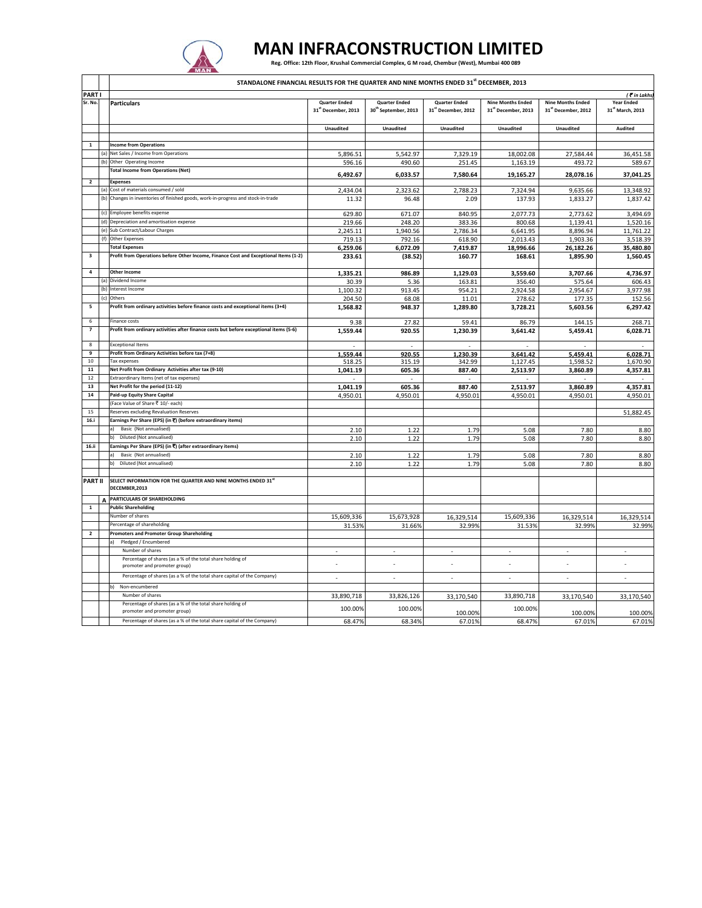# MAN INFRACONSTRUCTION LIMITED

**Reg. Office: 12th Floor, Krushal Commercial Complex, G M road, Chembur (West), Mumbai 400 089**

## STANDALONE FINANCIAL RESULTS FOR THE QUARTER AND NINE MONTHS ENDED 31st DECEMBER, 2013

**PART I** *(₹ in Lakhs)*

| Sr. No. | | Particulars | Quarter Ended 31st December, 2013 | Quarter Ended 30th September, 2013 | Quarter Ended 31st December, 2012 | Nine Months Ended 31st December, 2013 | Nine Months Ended 31st December, 2012 | Year Ended 31st March, 2013 |
|---|---|---|---|---|---|---|---|---|
| | | | Unaudited | Unaudited | Unaudited | Unaudited | Unaudited | Audited |
| 1 | | **Income from Operations** | | | | | | |
| | (a) | Net Sales / Income from Operations | 5,896.51 | 5,542.97 | 7,329.19 | 18,002.08 | 27,584.44 | 36,451.58 |
| | (b) | Other Operating Income | 596.16 | 490.60 | 251.45 | 1,163.19 | 493.72 | 589.67 |
| | | **Total Income from Operations (Net)** | **6,492.67** | **6,033.57** | **7,580.64** | **19,165.27** | **28,078.16** | **37,041.25** |
| 2 | | **Expenses** | | | | | | |
| | (a) | Cost of materials consumed / sold | 2,434.04 | 2,323.62 | 2,788.23 | 7,324.94 | 9,635.66 | 13,348.92 |
| | (b) | Changes in inventories of finished goods, work-in-progress and stock-in-trade | 11.32 | 96.48 | 2.09 | 137.93 | 1,833.27 | 1,837.42 |
| | (c) | Employee benefits expense | 629.80 | 671.07 | 840.95 | 2,077.73 | 2,773.62 | 3,494.69 |
| | (d) | Depreciation and amortisation expense | 219.66 | 248.20 | 383.36 | 800.68 | 1,139.41 | 1,520.16 |
| | (e) | Sub Contract/Labour Charges | 2,245.11 | 1,940.56 | 2,786.34 | 6,641.95 | 8,896.94 | 11,761.22 |
| | (f) | Other Expenses | 719.13 | 792.16 | 618.90 | 2,013.43 | 1,903.36 | 3,518.39 |
| | | **Total Expenses** | **6,259.06** | **6,072.09** | **7,419.87** | **18,996.66** | **26,182.26** | **35,480.80** |
| 3 | | **Profit from Operations before Other Income, Finance Cost and Exceptional Items (1-2)** | **233.61** | **(38.52)** | **160.77** | **168.61** | **1,895.90** | **1,560.45** |
| 4 | | **Other Income** | **1,335.21** | **986.89** | **1,129.03** | **3,559.60** | **3,707.66** | **4,736.97** |
| | (a) | Dividend Income | 30.39 | 5.36 | 163.81 | 356.40 | 575.64 | 606.43 |
| | (b) | Interest Income | 1,100.32 | 913.45 | 954.21 | 2,924.58 | 2,954.67 | 3,977.98 |
| | (c) | Others | 204.50 | 68.08 | 11.01 | 278.62 | 177.35 | 152.56 |
| 5 | | **Profit from ordinary activities before finance costs and exceptional items (3+4)** | **1,568.82** | **948.37** | **1,289.80** | **3,728.21** | **5,603.56** | **6,297.42** |
| 6 | | Finance costs | 9.38 | 27.82 | 59.41 | 86.79 | 144.15 | 268.71 |
| 7 | | **Profit from ordinary activities after finance costs but before exceptional items (5-6)** | **1,559.44** | **920.55** | **1,230.39** | **3,641.42** | **5,459.41** | **6,028.71** |
| 8 | | Exceptional Items | - | - | - | - | - | - |
| 9 | | **Profit from Ordinary Activities before tax (7+8)** | **1,559.44** | **920.55** | **1,230.39** | **3,641.42** | **5,459.41** | **6,028.71** |
| 10 | | Tax expenses | 518.25 | 315.19 | 342.99 | 1,127.45 | 1,598.52 | 1,670.90 |
| 11 | | **Net Profit from Ordinary Activities after tax (9-10)** | **1,041.19** | **605.36** | **887.40** | **2,513.97** | **3,860.89** | **4,357.81** |
| 12 | | Extraordinary Items (net of tax expenses) | - | - | - | - | - | - |
| 13 | | **Net Profit for the period (11-12)** | **1,041.19** | **605.36** | **887.40** | **2,513.97** | **3,860.89** | **4,357.81** |
| 14 | | **Paid-up Equity Share Capital** | 4,950.01 | 4,950.01 | 4,950.01 | 4,950.01 | 4,950.01 | 4,950.01 |
| | | (Face Value of Share ₹ 10/- each) | | | | | | |
| 15 | | Reserves excluding Revaluation Reserves | | | | | | 51,882.45 |
| 16.i | | **Earnings Per Share (EPS) (in ₹) (before extraordinary items)** | | | | | | |
| | | a) Basic (Not annualised) | 2.10 | 1.22 | 1.79 | 5.08 | 7.80 | 8.80 |
| | | b) Diluted (Not annualised) | 2.10 | 1.22 | 1.79 | 5.08 | 7.80 | 8.80 |
| 16.ii | | **Earnings Per Share (EPS) (in ₹) (after extraordinary items)** | | | | | | |
| | | a) Basic (Not annualised) | 2.10 | 1.22 | 1.79 | 5.08 | 7.80 | 8.80 |
| | | b) Diluted (Not annualised) | 2.10 | 1.22 | 1.79 | 5.08 | 7.80 | 8.80 |
| **PART II** | | **SELECT INFORMATION FOR THE QUARTER AND NINE MONTHS ENDED 31st DECEMBER,2013** | | | | | | |
| | A | **PARTICULARS OF SHAREHOLDING** | | | | | | |
| 1 | | **Public Shareholding** | | | | | | |
| | | Number of shares | 15,609,336 | 15,673,928 | 16,329,514 | 15,609,336 | 16,329,514 | 16,329,514 |
| | | Percentage of shareholding | 31.53% | 31.66% | 32.99% | 31.53% | 32.99% | 32.99% |
| 2 | | **Promoters and Promoter Group Shareholding** | | | | | | |
| | | a) Pledged / Encumbered | | | | | | |
| | | Number of shares | - | - | - | - | - | - |
| | | Percentage of shares (as a % of the total share holding of promoter and promoter group) | - | - | - | - | - | - |
| | | Percentage of shares (as a % of the total share capital of the Company) | - | - | - | - | - | - |
| | | b) Non-encumbered | | | | | | |
| | | Number of shares | 33,890,718 | 33,826,126 | 33,170,540 | 33,890,718 | 33,170,540 | 33,170,540 |
| | | Percentage of shares (as a % of the total share holding of promoter and promoter group) | 100.00% | 100.00% | 100.00% | 100.00% | 100.00% | 100.00% |
| | | Percentage of shares (as a % of the total share capital of the Company) | 68.47% | 68.34% | 67.01% | 68.47% | 67.01% | 67.01% |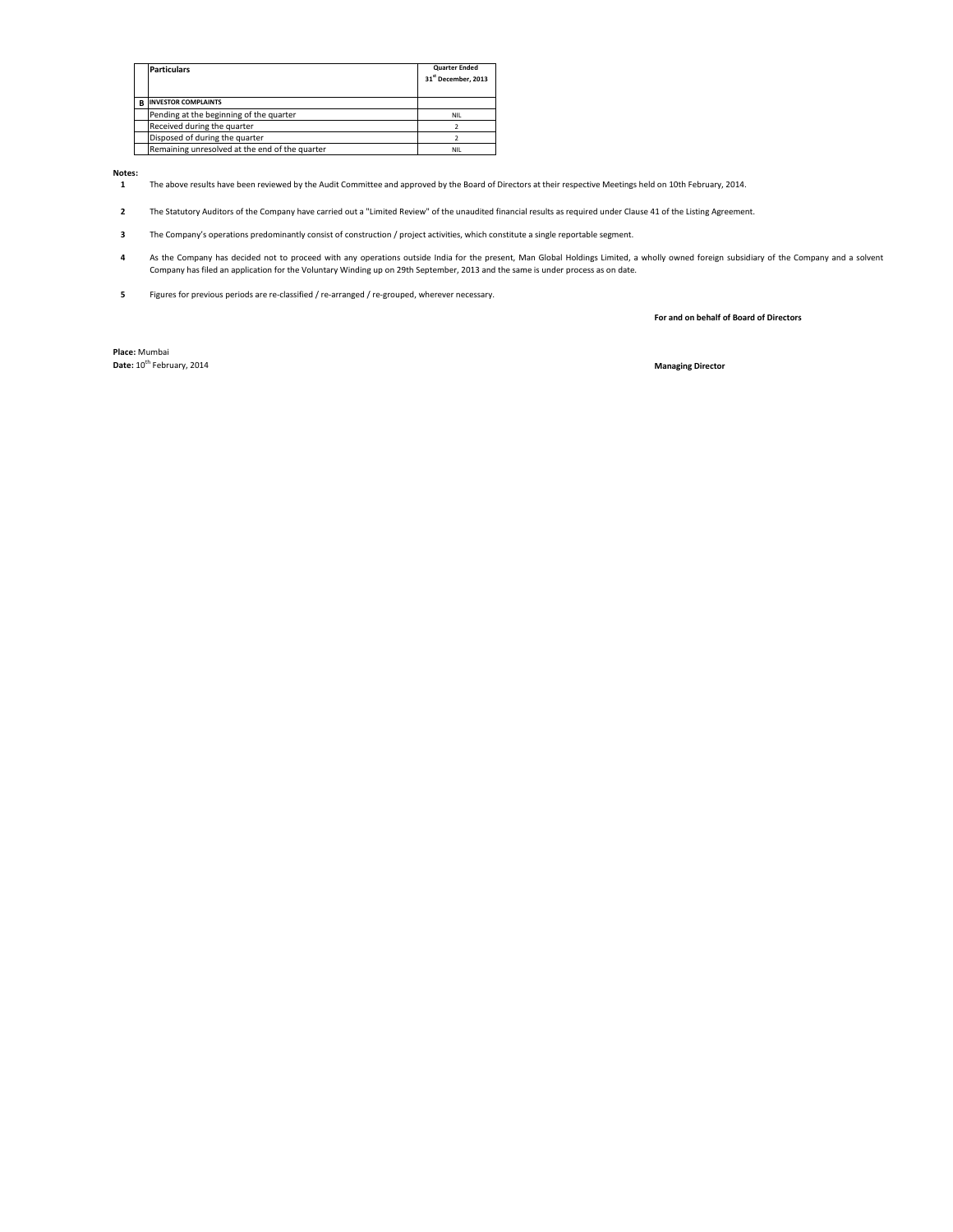| | Particulars | Quarter Ended 31st December, 2013 |
|---|---|---|
| B | INVESTOR COMPLAINTS | |
| | Pending at the beginning of the quarter | NIL |
| | Received during the quarter | 2 |
| | Disposed of during the quarter | 2 |
| | Remaining unresolved at the end of the quarter | NIL |

**Notes:**

1. The above results have been reviewed by the Audit Committee and approved by the Board of Directors at their respective Meetings held on 10th February, 2014.

2. The Statutory Auditors of the Company have carried out a "Limited Review" of the unaudited financial results as required under Clause 41 of the Listing Agreement.

3. The Company's operations predominantly consist of construction / project activities, which constitute a single reportable segment.

4. As the Company has decided not to proceed with any operations outside India for the present, Man Global Holdings Limited, a wholly owned foreign subsidiary of the Company and a solvent Company has filed an application for the Voluntary Winding up on 29th September, 2013 and the same is under process as on date.

5. Figures for previous periods are re-classified / re-arranged / re-grouped, wherever necessary.

**For and on behalf of Board of Directors**

**Place:** Mumbai
**Date:** 10th February, 2014

**Managing Director**